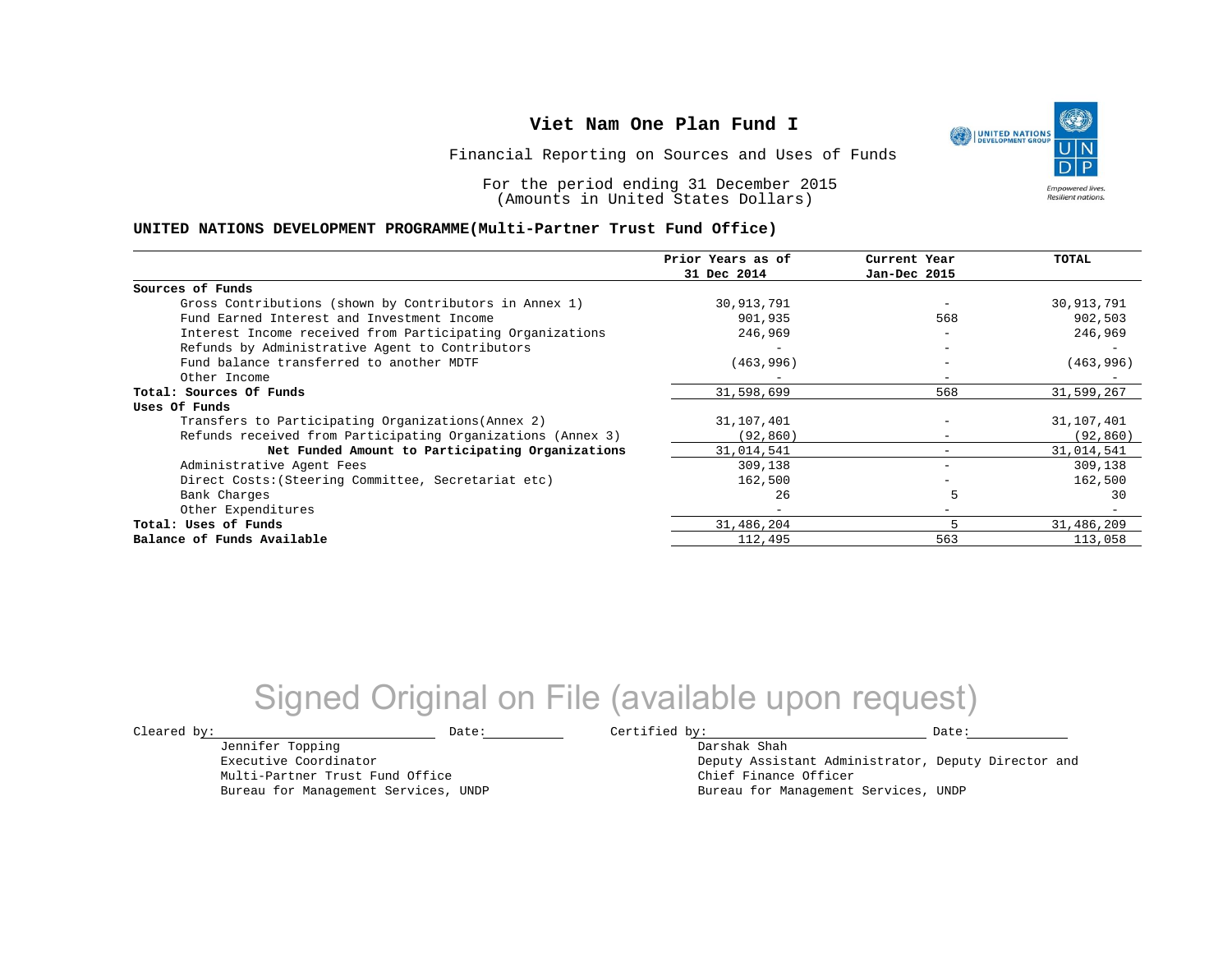# Viet Nam One Plan Fund I

Financial Reporting on Sources and Uses of Funds

For the period ending 31 December 2015
(Amounts in United States Dollars)

**UNITED NATIONS DEVELOPMENT PROGRAMME(Multi-Partner Trust Fund Office)**

| | Prior Years as of 31 Dec 2014 | Current Year Jan-Dec 2015 | TOTAL |
|---|---|---|---|
| **Sources of Funds** | | | |
| Gross Contributions (shown by Contributors in Annex 1) | 30,913,791 | - | 30,913,791 |
| Fund Earned Interest and Investment Income | 901,935 | 568 | 902,503 |
| Interest Income received from Participating Organizations | 246,969 | - | 246,969 |
| Refunds by Administrative Agent to Contributors | - | - | - |
| Fund balance transferred to another MDTF | (463,996) | - | (463,996) |
| Other Income | - | - | - |
| **Total: Sources Of Funds** | 31,598,699 | 568 | 31,599,267 |
| **Uses Of Funds** | | | |
| Transfers to Participating Organizations(Annex 2) | 31,107,401 | - | 31,107,401 |
| Refunds received from Participating Organizations (Annex 3) | (92,860) | - | (92,860) |
| **Net Funded Amount to Participating Organizations** | 31,014,541 | - | 31,014,541 |
| Administrative Agent Fees | 309,138 | - | 309,138 |
| Direct Costs:(Steering Committee, Secretariat etc) | 162,500 | - | 162,500 |
| Bank Charges | 26 | 5 | 30 |
| Other Expenditures | - | - | - |
| **Total: Uses of Funds** | 31,486,204 | 5 | 31,486,209 |
| **Balance of Funds Available** | 112,495 | 563 | 113,058 |

Signed Original on File (available upon request)

Cleared by: \_\_\_\_\_\_\_\_\_\_\_\_ Date: \_\_\_\_\_\_
Jennifer Topping
Executive Coordinator
Multi-Partner Trust Fund Office
Bureau for Management Services, UNDP

Certified by: \_\_\_\_\_\_\_\_\_\_\_\_ Date: \_\_\_\_\_\_
Darshak Shah
Deputy Assistant Administrator, Deputy Director and Chief Finance Officer
Bureau for Management Services, UNDP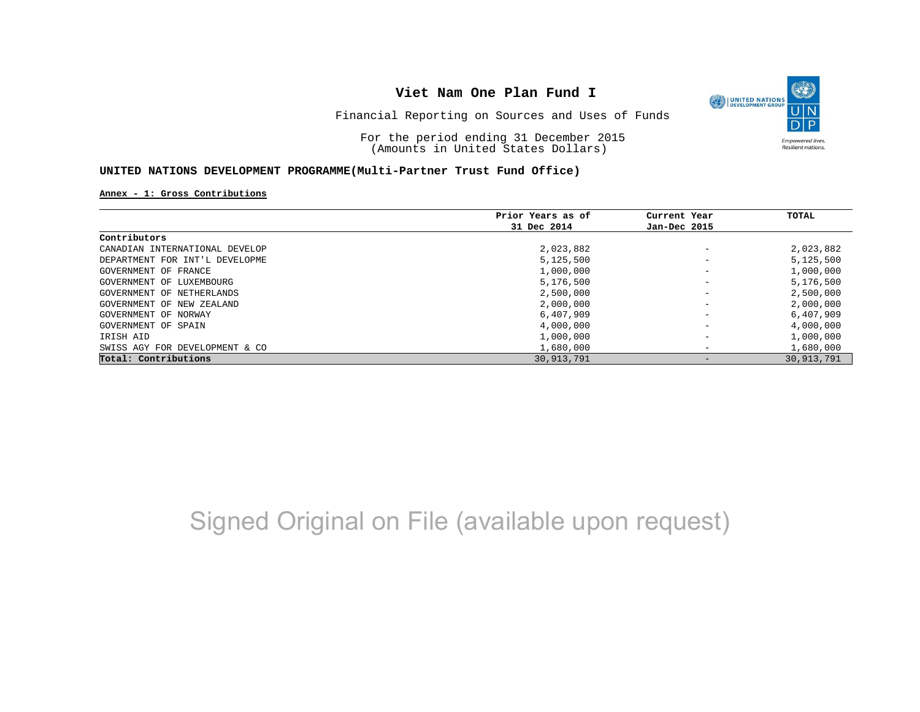# Viet Nam One Plan Fund I

Financial Reporting on Sources and Uses of Funds

For the period ending 31 December 2015
(Amounts in United States Dollars)

**UNITED NATIONS DEVELOPMENT PROGRAMME(Multi-Partner Trust Fund Office)**

**Annex - 1: Gross Contributions**

| | Prior Years as of 31 Dec 2014 | Current Year Jan-Dec 2015 | TOTAL |
|---|---|---|---|
| **Contributors** | | | |
| CANADIAN INTERNATIONAL DEVELOP | 2,023,882 | - | 2,023,882 |
| DEPARTMENT FOR INT'L DEVELOPME | 5,125,500 | - | 5,125,500 |
| GOVERNMENT OF FRANCE | 1,000,000 | - | 1,000,000 |
| GOVERNMENT OF LUXEMBOURG | 5,176,500 | - | 5,176,500 |
| GOVERNMENT OF NETHERLANDS | 2,500,000 | - | 2,500,000 |
| GOVERNMENT OF NEW ZEALAND | 2,000,000 | - | 2,000,000 |
| GOVERNMENT OF NORWAY | 6,407,909 | - | 6,407,909 |
| GOVERNMENT OF SPAIN | 4,000,000 | - | 4,000,000 |
| IRISH AID | 1,000,000 | - | 1,000,000 |
| SWISS AGY FOR DEVELOPMENT & CO | 1,680,000 | - | 1,680,000 |
| **Total: Contributions** | 30,913,791 | - | 30,913,791 |

Signed Original on File (available upon request)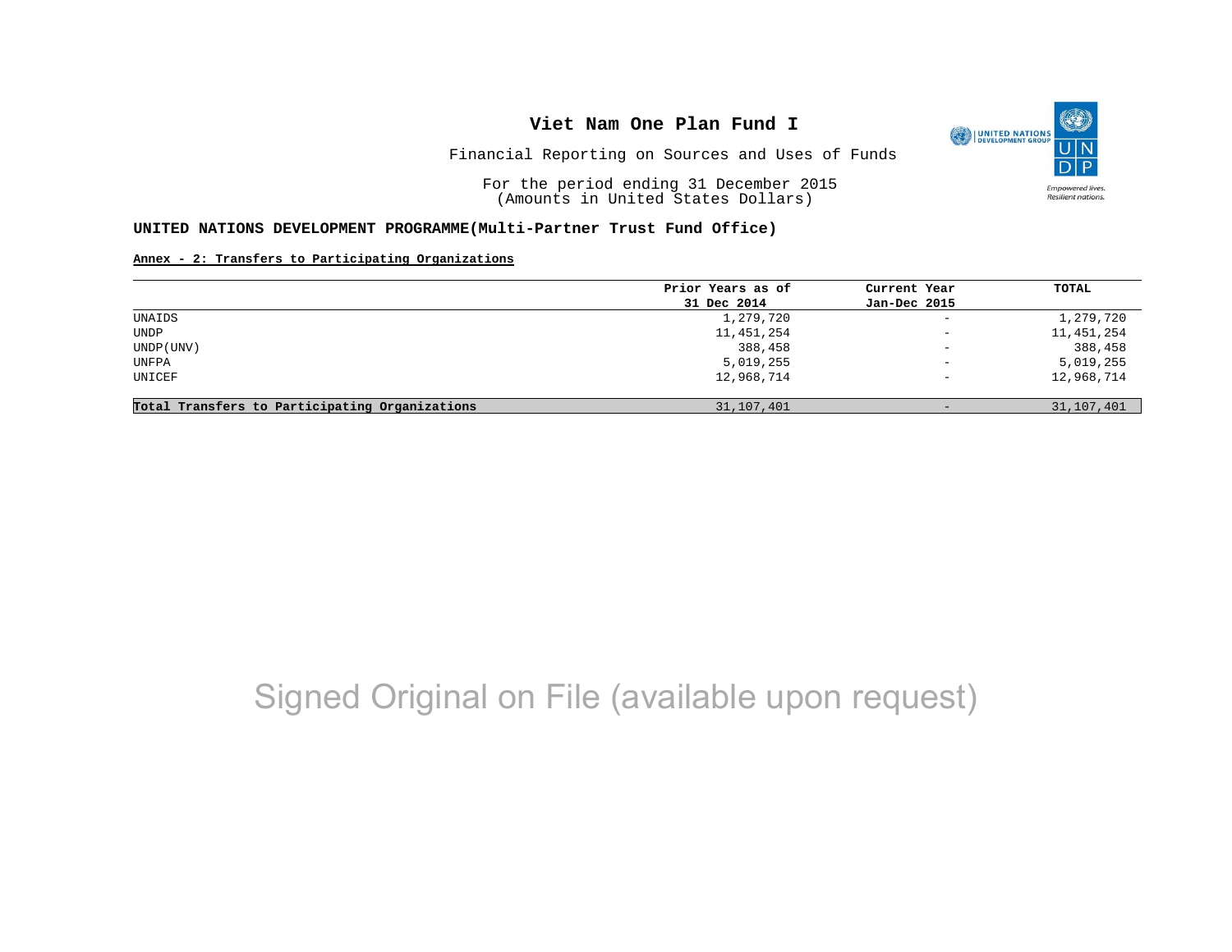# Viet Nam One Plan Fund I

Financial Reporting on Sources and Uses of Funds

For the period ending 31 December 2015
(Amounts in United States Dollars)

**UNITED NATIONS DEVELOPMENT PROGRAMME(Multi-Partner Trust Fund Office)**

**Annex - 2: Transfers to Participating Organizations**

| | Prior Years as of 31 Dec 2014 | Current Year Jan-Dec 2015 | TOTAL |
|---|---|---|---|
| UNAIDS | 1,279,720 | - | 1,279,720 |
| UNDP | 11,451,254 | - | 11,451,254 |
| UNDP(UNV) | 388,458 | - | 388,458 |
| UNFPA | 5,019,255 | - | 5,019,255 |
| UNICEF | 12,968,714 | - | 12,968,714 |
| **Total Transfers to Participating Organizations** | 31,107,401 | - | 31,107,401 |

Signed Original on File (available upon request)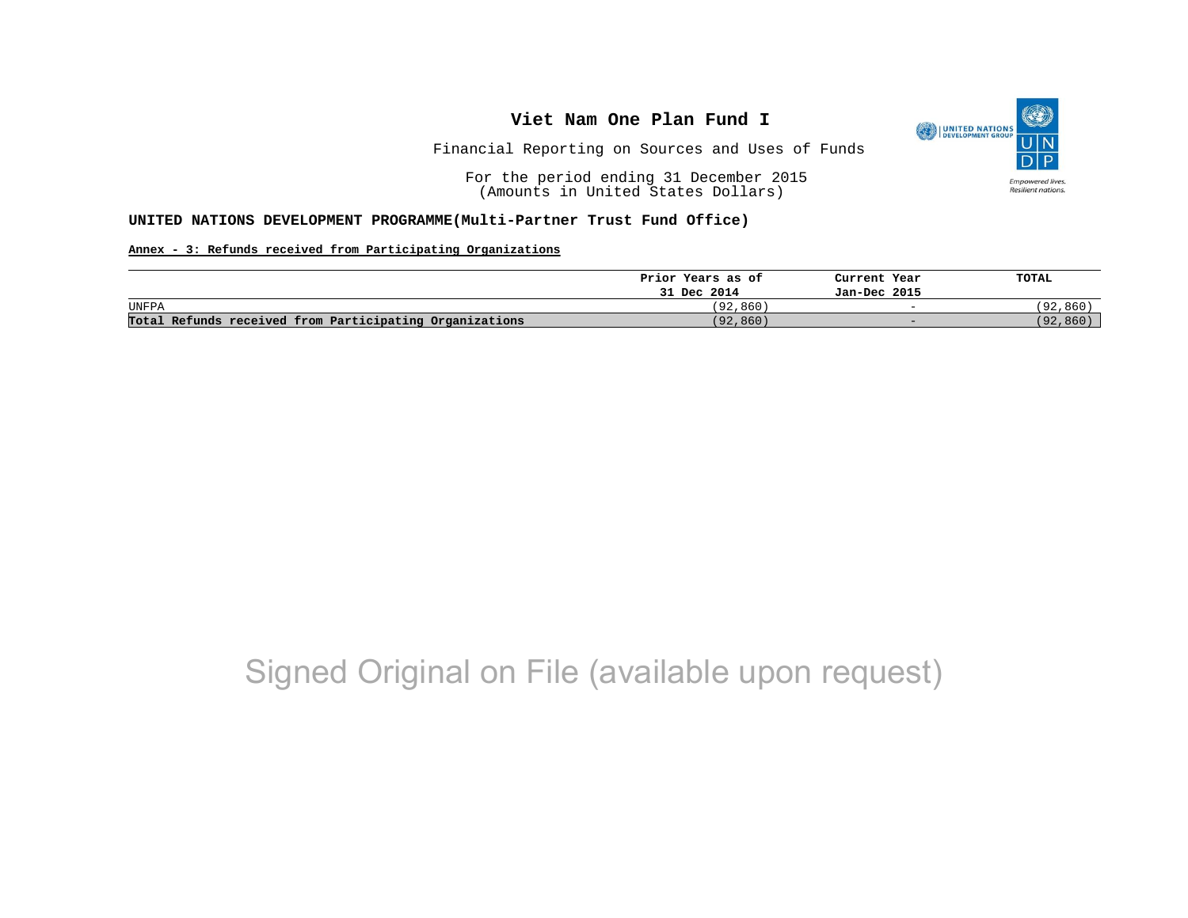# Viet Nam One Plan Fund I

Financial Reporting on Sources and Uses of Funds

For the period ending 31 December 2015
(Amounts in United States Dollars)

**UNITED NATIONS DEVELOPMENT PROGRAMME(Multi-Partner Trust Fund Office)**

**Annex - 3: Refunds received from Participating Organizations**

| | Prior Years as of 31 Dec 2014 | Current Year Jan-Dec 2015 | TOTAL |
|---|---|---|---|
| UNFPA | (92,860) | - | (92,860) |
| **Total Refunds received from Participating Organizations** | (92,860) | - | (92,860) |

Signed Original on File (available upon request)